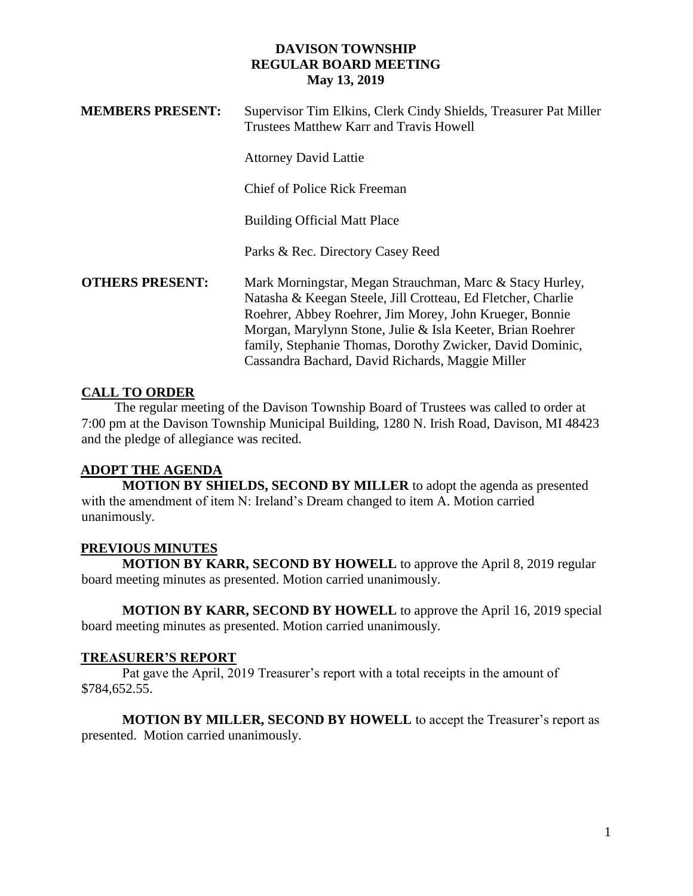# DAVISON TOWNSHIP
## REGULAR BOARD MEETING
### May 13, 2019

**MEMBERS PRESENT:** Supervisor Tim Elkins, Clerk Cindy Shields, Treasurer Pat Miller Trustees Matthew Karr and Travis Howell

Attorney David Lattie

Chief of Police Rick Freeman

Building Official Matt Place

Parks & Rec. Directory Casey Reed

**OTHERS PRESENT:** Mark Morningstar, Megan Strauchman, Marc & Stacy Hurley, Natasha & Keegan Steele, Jill Crotteau, Ed Fletcher, Charlie Roehrer, Abbey Roehrer, Jim Morey, John Krueger, Bonnie Morgan, Marylynn Stone, Julie & Isla Keeter, Brian Roehrer family, Stephanie Thomas, Dorothy Zwicker, David Dominic, Cassandra Bachard, David Richards, Maggie Miller

## CALL TO ORDER

The regular meeting of the Davison Township Board of Trustees was called to order at 7:00 pm at the Davison Township Municipal Building, 1280 N. Irish Road, Davison, MI 48423 and the pledge of allegiance was recited.

## ADOPT THE AGENDA

**MOTION BY SHIELDS, SECOND BY MILLER** to adopt the agenda as presented with the amendment of item N: Ireland's Dream changed to item A. Motion carried unanimously.

## PREVIOUS MINUTES

**MOTION BY KARR, SECOND BY HOWELL** to approve the April 8, 2019 regular board meeting minutes as presented. Motion carried unanimously.

**MOTION BY KARR, SECOND BY HOWELL** to approve the April 16, 2019 special board meeting minutes as presented. Motion carried unanimously.

## TREASURER'S REPORT

Pat gave the April, 2019 Treasurer's report with a total receipts in the amount of $784,652.55.

**MOTION BY MILLER, SECOND BY HOWELL** to accept the Treasurer's report as presented. Motion carried unanimously.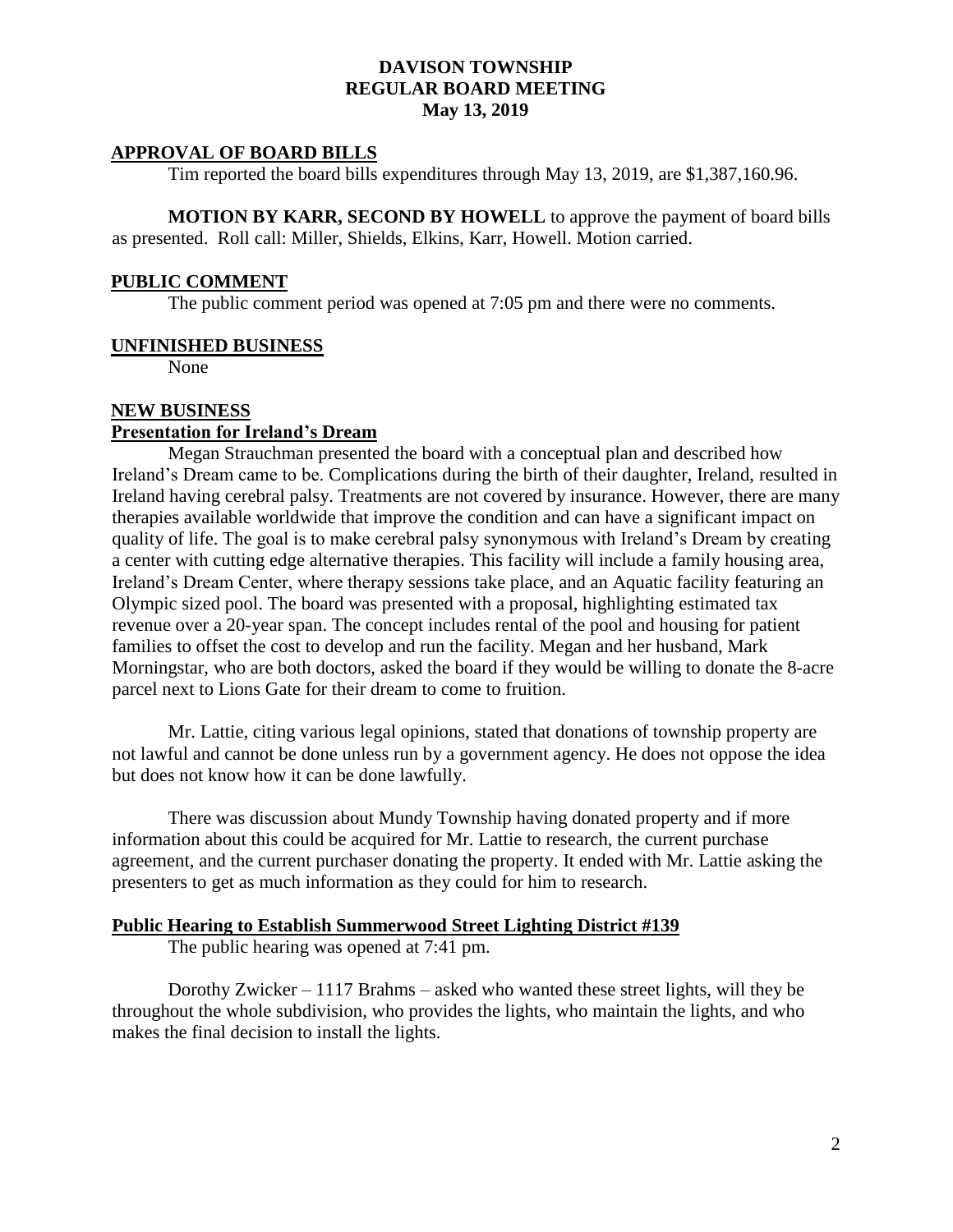# DAVISON TOWNSHIP
## REGULAR BOARD MEETING
### May 13, 2019

## APPROVAL OF BOARD BILLS

Tim reported the board bills expenditures through May 13, 2019, are $1,387,160.96.

**MOTION BY KARR, SECOND BY HOWELL** to approve the payment of board bills as presented. Roll call: Miller, Shields, Elkins, Karr, Howell. Motion carried.

## PUBLIC COMMENT

The public comment period was opened at 7:05 pm and there were no comments.

## UNFINISHED BUSINESS

None

## NEW BUSINESS

### Presentation for Ireland's Dream

Megan Strauchman presented the board with a conceptual plan and described how Ireland's Dream came to be. Complications during the birth of their daughter, Ireland, resulted in Ireland having cerebral palsy. Treatments are not covered by insurance. However, there are many therapies available worldwide that improve the condition and can have a significant impact on quality of life. The goal is to make cerebral palsy synonymous with Ireland's Dream by creating a center with cutting edge alternative therapies. This facility will include a family housing area, Ireland's Dream Center, where therapy sessions take place, and an Aquatic facility featuring an Olympic sized pool. The board was presented with a proposal, highlighting estimated tax revenue over a 20-year span. The concept includes rental of the pool and housing for patient families to offset the cost to develop and run the facility. Megan and her husband, Mark Morningstar, who are both doctors, asked the board if they would be willing to donate the 8-acre parcel next to Lions Gate for their dream to come to fruition.

Mr. Lattie, citing various legal opinions, stated that donations of township property are not lawful and cannot be done unless run by a government agency. He does not oppose the idea but does not know how it can be done lawfully.

There was discussion about Mundy Township having donated property and if more information about this could be acquired for Mr. Lattie to research, the current purchase agreement, and the current purchaser donating the property. It ended with Mr. Lattie asking the presenters to get as much information as they could for him to research.

### Public Hearing to Establish Summerwood Street Lighting District #139

The public hearing was opened at 7:41 pm.

Dorothy Zwicker – 1117 Brahms – asked who wanted these street lights, will they be throughout the whole subdivision, who provides the lights, who maintain the lights, and who makes the final decision to install the lights.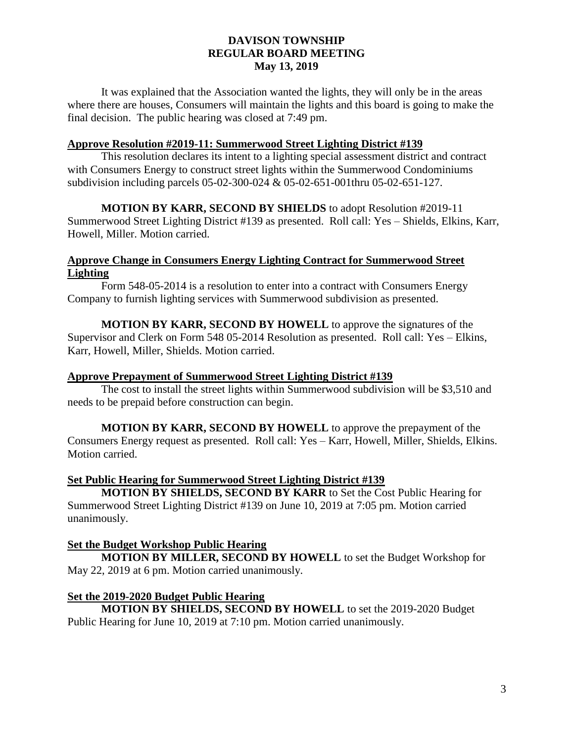# DAVISON TOWNSHIP
# REGULAR BOARD MEETING
# May 13, 2019

It was explained that the Association wanted the lights, they will only be in the areas where there are houses, Consumers will maintain the lights and this board is going to make the final decision. The public hearing was closed at 7:49 pm.

## Approve Resolution #2019-11: Summerwood Street Lighting District #139

This resolution declares its intent to a lighting special assessment district and contract with Consumers Energy to construct street lights within the Summerwood Condominiums subdivision including parcels 05-02-300-024 & 05-02-651-001thru 05-02-651-127.

**MOTION BY KARR, SECOND BY SHIELDS** to adopt Resolution #2019-11 Summerwood Street Lighting District #139 as presented. Roll call: Yes – Shields, Elkins, Karr, Howell, Miller. Motion carried.

## Approve Change in Consumers Energy Lighting Contract for Summerwood Street Lighting

Form 548-05-2014 is a resolution to enter into a contract with Consumers Energy Company to furnish lighting services with Summerwood subdivision as presented.

**MOTION BY KARR, SECOND BY HOWELL** to approve the signatures of the Supervisor and Clerk on Form 548 05-2014 Resolution as presented. Roll call: Yes – Elkins, Karr, Howell, Miller, Shields. Motion carried.

## Approve Prepayment of Summerwood Street Lighting District #139

The cost to install the street lights within Summerwood subdivision will be $3,510 and needs to be prepaid before construction can begin.

**MOTION BY KARR, SECOND BY HOWELL** to approve the prepayment of the Consumers Energy request as presented. Roll call: Yes – Karr, Howell, Miller, Shields, Elkins. Motion carried.

## Set Public Hearing for Summerwood Street Lighting District #139

**MOTION BY SHIELDS, SECOND BY KARR** to Set the Cost Public Hearing for Summerwood Street Lighting District #139 on June 10, 2019 at 7:05 pm. Motion carried unanimously.

## Set the Budget Workshop Public Hearing

**MOTION BY MILLER, SECOND BY HOWELL** to set the Budget Workshop for May 22, 2019 at 6 pm. Motion carried unanimously.

## Set the 2019-2020 Budget Public Hearing

**MOTION BY SHIELDS, SECOND BY HOWELL** to set the 2019-2020 Budget Public Hearing for June 10, 2019 at 7:10 pm. Motion carried unanimously.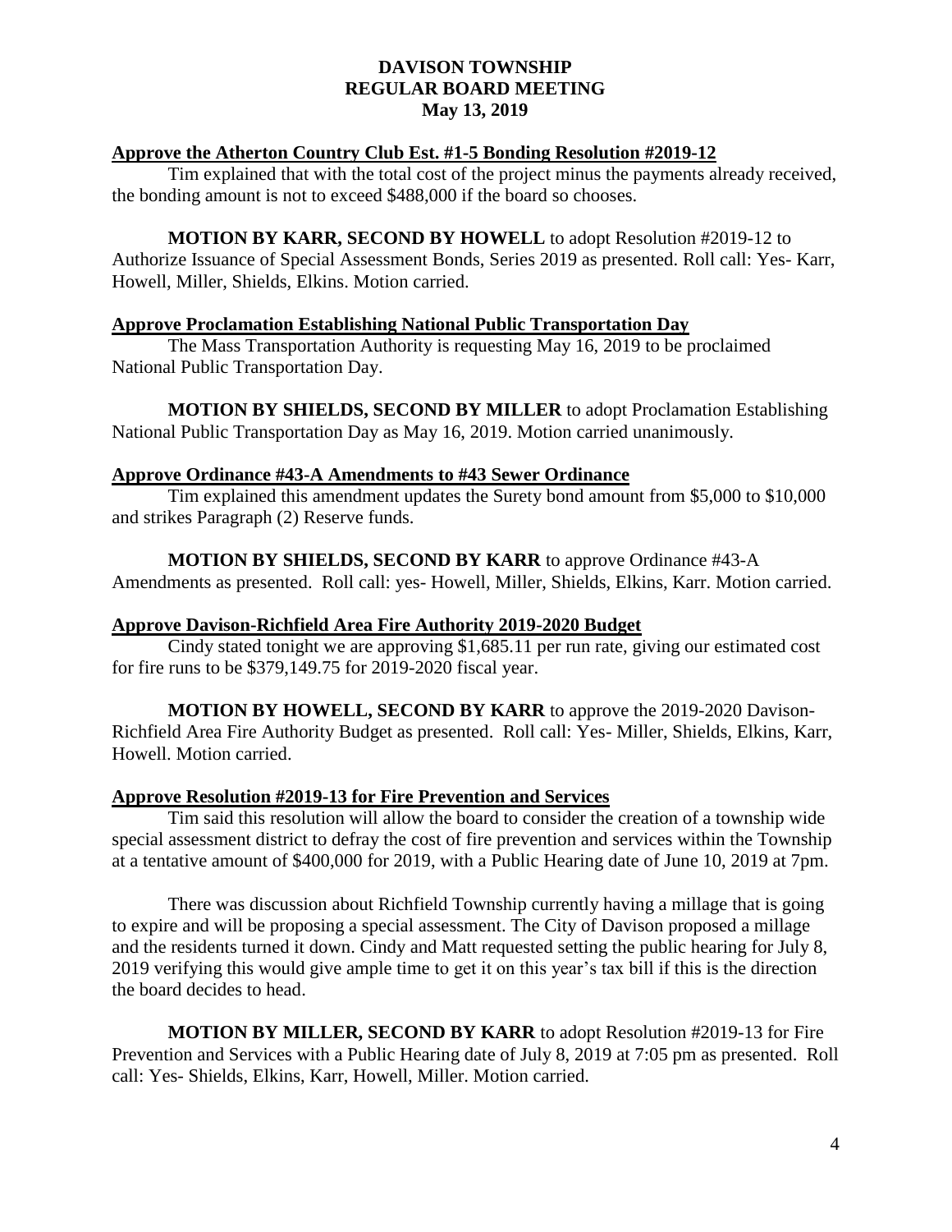# DAVISON TOWNSHIP
## REGULAR BOARD MEETING
### May 13, 2019

**Approve the Atherton Country Club Est. #1-5 Bonding Resolution #2019-12**

Tim explained that with the total cost of the project minus the payments already received, the bonding amount is not to exceed $488,000 if the board so chooses.

**MOTION BY KARR, SECOND BY HOWELL** to adopt Resolution #2019-12 to Authorize Issuance of Special Assessment Bonds, Series 2019 as presented. Roll call: Yes- Karr, Howell, Miller, Shields, Elkins. Motion carried.

**Approve Proclamation Establishing National Public Transportation Day**

The Mass Transportation Authority is requesting May 16, 2019 to be proclaimed National Public Transportation Day.

**MOTION BY SHIELDS, SECOND BY MILLER** to adopt Proclamation Establishing National Public Transportation Day as May 16, 2019. Motion carried unanimously.

**Approve Ordinance #43-A Amendments to #43 Sewer Ordinance**

Tim explained this amendment updates the Surety bond amount from $5,000 to $10,000 and strikes Paragraph (2) Reserve funds.

**MOTION BY SHIELDS, SECOND BY KARR** to approve Ordinance #43-A Amendments as presented. Roll call: yes- Howell, Miller, Shields, Elkins, Karr. Motion carried.

**Approve Davison-Richfield Area Fire Authority 2019-2020 Budget**

Cindy stated tonight we are approving $1,685.11 per run rate, giving our estimated cost for fire runs to be $379,149.75 for 2019-2020 fiscal year.

**MOTION BY HOWELL, SECOND BY KARR** to approve the 2019-2020 Davison-Richfield Area Fire Authority Budget as presented. Roll call: Yes- Miller, Shields, Elkins, Karr, Howell. Motion carried.

**Approve Resolution #2019-13 for Fire Prevention and Services**

Tim said this resolution will allow the board to consider the creation of a township wide special assessment district to defray the cost of fire prevention and services within the Township at a tentative amount of $400,000 for 2019, with a Public Hearing date of June 10, 2019 at 7pm.

There was discussion about Richfield Township currently having a millage that is going to expire and will be proposing a special assessment. The City of Davison proposed a millage and the residents turned it down. Cindy and Matt requested setting the public hearing for July 8, 2019 verifying this would give ample time to get it on this year's tax bill if this is the direction the board decides to head.

**MOTION BY MILLER, SECOND BY KARR** to adopt Resolution #2019-13 for Fire Prevention and Services with a Public Hearing date of July 8, 2019 at 7:05 pm as presented. Roll call: Yes- Shields, Elkins, Karr, Howell, Miller. Motion carried.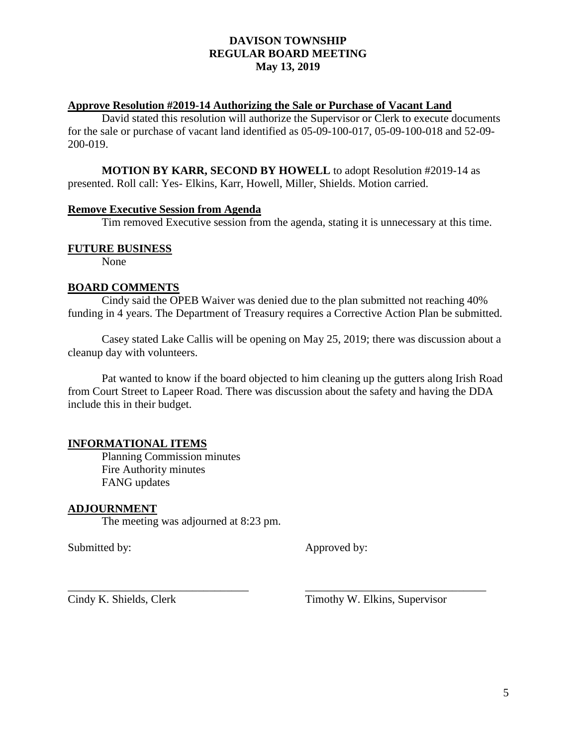# DAVISON TOWNSHIP
## REGULAR BOARD MEETING
### May 13, 2019

**Approve Resolution #2019-14 Authorizing the Sale or Purchase of Vacant Land**

David stated this resolution will authorize the Supervisor or Clerk to execute documents for the sale or purchase of vacant land identified as 05-09-100-017, 05-09-100-018 and 52-09-200-019.

**MOTION BY KARR, SECOND BY HOWELL** to adopt Resolution #2019-14 as presented. Roll call: Yes- Elkins, Karr, Howell, Miller, Shields. Motion carried.

**Remove Executive Session from Agenda**

Tim removed Executive session from the agenda, stating it is unnecessary at this time.

**FUTURE BUSINESS**

None

**BOARD COMMENTS**

Cindy said the OPEB Waiver was denied due to the plan submitted not reaching 40% funding in 4 years. The Department of Treasury requires a Corrective Action Plan be submitted.

Casey stated Lake Callis will be opening on May 25, 2019; there was discussion about a cleanup day with volunteers.

Pat wanted to know if the board objected to him cleaning up the gutters along Irish Road from Court Street to Lapeer Road. There was discussion about the safety and having the DDA include this in their budget.

**INFORMATIONAL ITEMS**

Planning Commission minutes
Fire Authority minutes
FANG updates

**ADJOURNMENT**

The meeting was adjourned at 8:23 pm.

Submitted by: Approved by:

\_\_\_\_\_\_\_\_\_\_\_\_\_\_\_\_\_\_\_\_\_\_\_\_\_\_\_\_\_\_\_\_ \_\_\_\_\_\_\_\_\_\_\_\_\_\_\_\_\_\_\_\_\_\_\_\_\_\_\_\_\_\_\_\_

Cindy K. Shields, Clerk Timothy W. Elkins, Supervisor